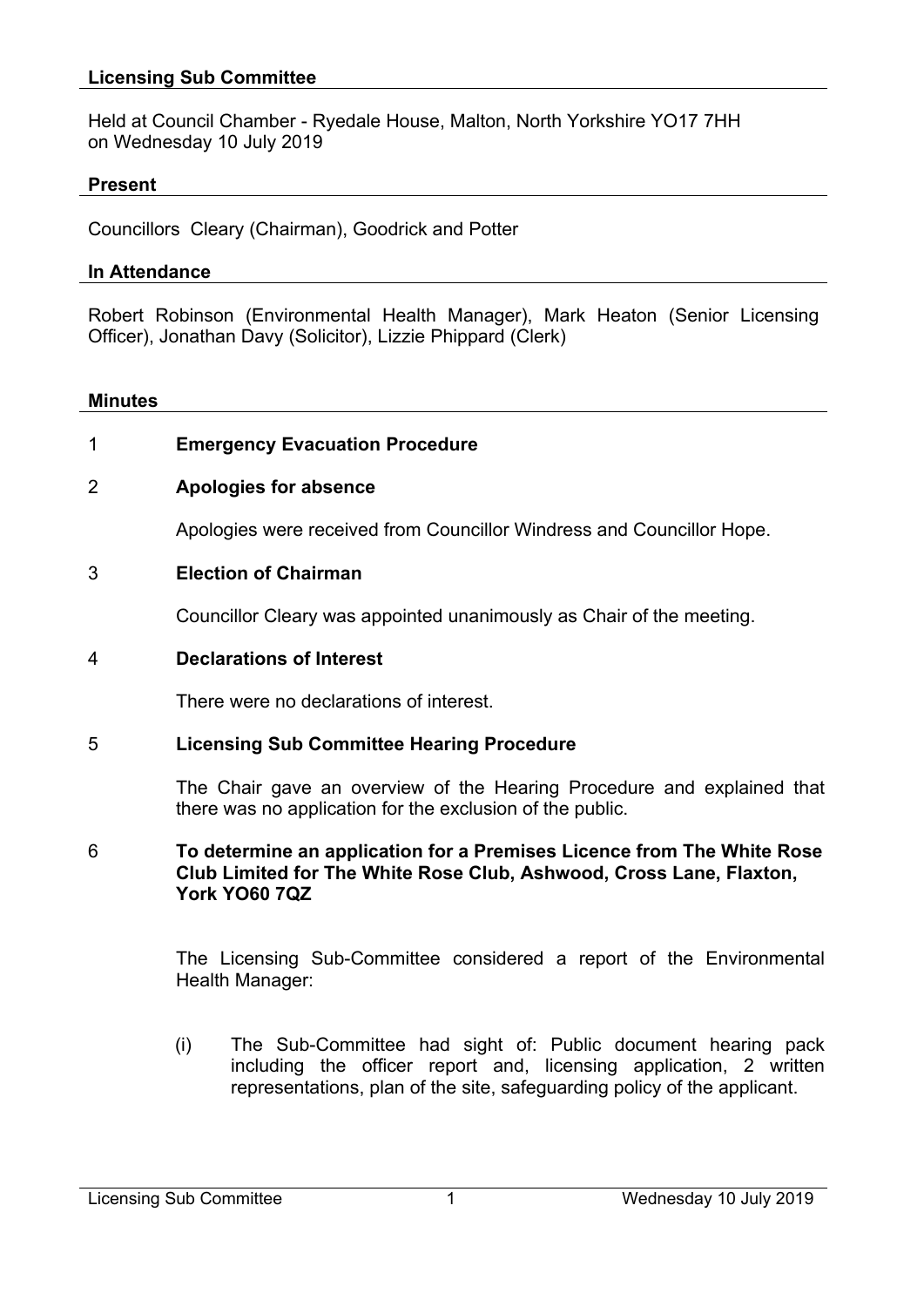## Licensing Sub Committee

Held at Council Chamber - Ryedale House, Malton, North Yorkshire YO17 7HH
on Wednesday 10 July 2019

## Present

Councillors Cleary (Chairman), Goodrick and Potter

## In Attendance

Robert Robinson (Environmental Health Manager), Mark Heaton (Senior Licensing Officer), Jonathan Davy (Solicitor), Lizzie Phippard (Clerk)

## Minutes

1 **Emergency Evacuation Procedure**

2 **Apologies for absence**

Apologies were received from Councillor Windress and Councillor Hope.

3 **Election of Chairman**

Councillor Cleary was appointed unanimously as Chair of the meeting.

4 **Declarations of Interest**

There were no declarations of interest.

5 **Licensing Sub Committee Hearing Procedure**

The Chair gave an overview of the Hearing Procedure and explained that there was no application for the exclusion of the public.

6 **To determine an application for a Premises Licence from The White Rose Club Limited for The White Rose Club, Ashwood, Cross Lane, Flaxton, York YO60 7QZ**

The Licensing Sub-Committee considered a report of the Environmental Health Manager:

(i) The Sub-Committee had sight of: Public document hearing pack including the officer report and, licensing application, 2 written representations, plan of the site, safeguarding policy of the applicant.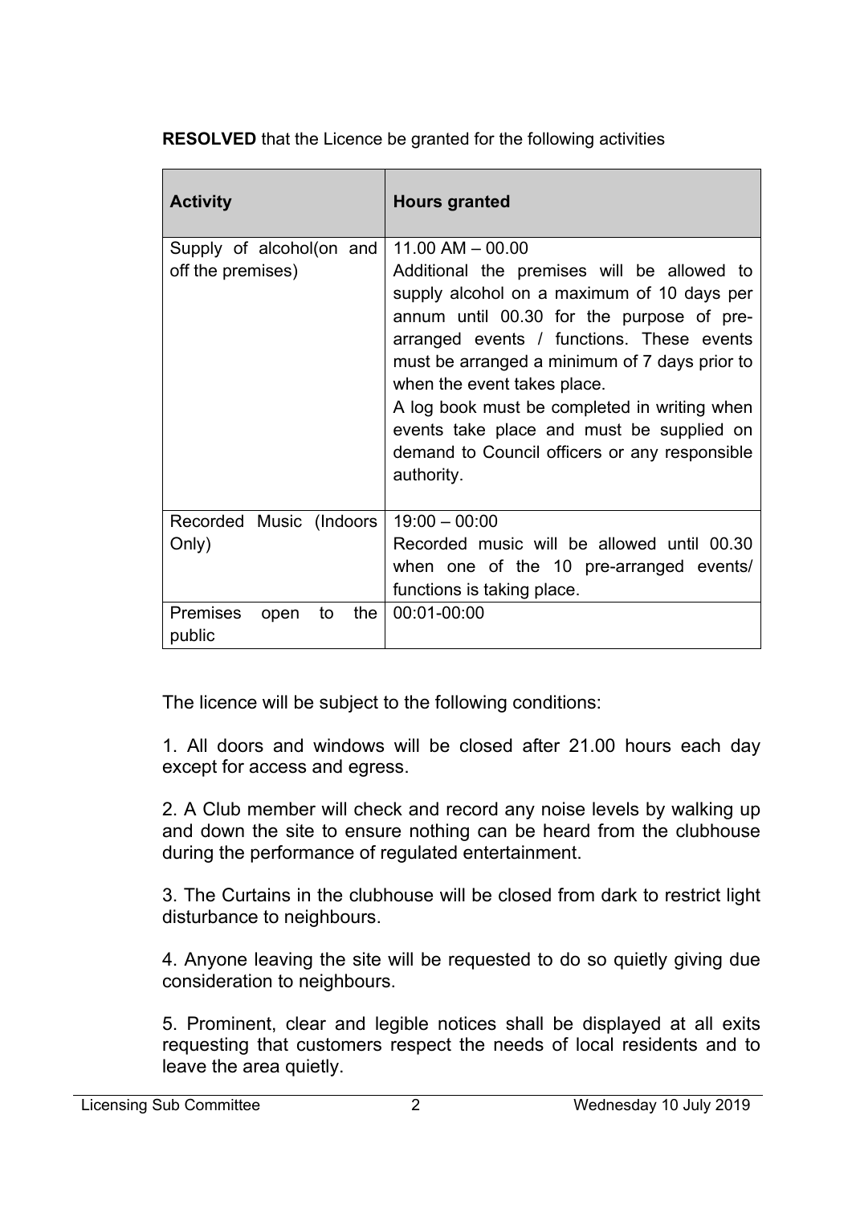**RESOLVED** that the Licence be granted for the following activities

| Activity | Hours granted |
| --- | --- |
| Supply of alcohol(on and off the premises) | 11.00 AM – 00.00<br>Additional the premises will be allowed to supply alcohol on a maximum of 10 days per annum until 00.30 for the purpose of pre-arranged events / functions. These events must be arranged a minimum of 7 days prior to when the event takes place.<br>A log book must be completed in writing when events take place and must be supplied on demand to Council officers or any responsible authority. |
| Recorded Music (Indoors Only) | 19:00 – 00:00<br>Recorded music will be allowed until 00.30 when one of the 10 pre-arranged events/ functions is taking place. |
| Premises open to the public | 00:01-00:00 |

The licence will be subject to the following conditions:

1. All doors and windows will be closed after 21.00 hours each day except for access and egress.

2. A Club member will check and record any noise levels by walking up and down the site to ensure nothing can be heard from the clubhouse during the performance of regulated entertainment.

3. The Curtains in the clubhouse will be closed from dark to restrict light disturbance to neighbours.

4. Anyone leaving the site will be requested to do so quietly giving due consideration to neighbours.

5. Prominent, clear and legible notices shall be displayed at all exits requesting that customers respect the needs of local residents and to leave the area quietly.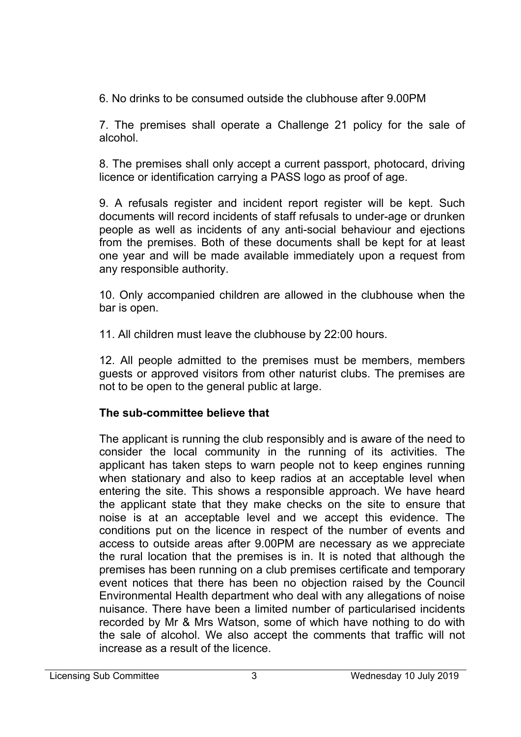6. No drinks to be consumed outside the clubhouse after 9.00PM

7. The premises shall operate a Challenge 21 policy for the sale of alcohol.

8. The premises shall only accept a current passport, photocard, driving licence or identification carrying a PASS logo as proof of age.

9. A refusals register and incident report register will be kept. Such documents will record incidents of staff refusals to under-age or drunken people as well as incidents of any anti-social behaviour and ejections from the premises. Both of these documents shall be kept for at least one year and will be made available immediately upon a request from any responsible authority.

10. Only accompanied children are allowed in the clubhouse when the bar is open.

11. All children must leave the clubhouse by 22:00 hours.

12. All people admitted to the premises must be members, members guests or approved visitors from other naturist clubs. The premises are not to be open to the general public at large.

**The sub-committee believe that**

The applicant is running the club responsibly and is aware of the need to consider the local community in the running of its activities. The applicant has taken steps to warn people not to keep engines running when stationary and also to keep radios at an acceptable level when entering the site. This shows a responsible approach. We have heard the applicant state that they make checks on the site to ensure that noise is at an acceptable level and we accept this evidence. The conditions put on the licence in respect of the number of events and access to outside areas after 9.00PM are necessary as we appreciate the rural location that the premises is in. It is noted that although the premises has been running on a club premises certificate and temporary event notices that there has been no objection raised by the Council Environmental Health department who deal with any allegations of noise nuisance. There have been a limited number of particularised incidents recorded by Mr & Mrs Watson, some of which have nothing to do with the sale of alcohol. We also accept the comments that traffic will not increase as a result of the licence.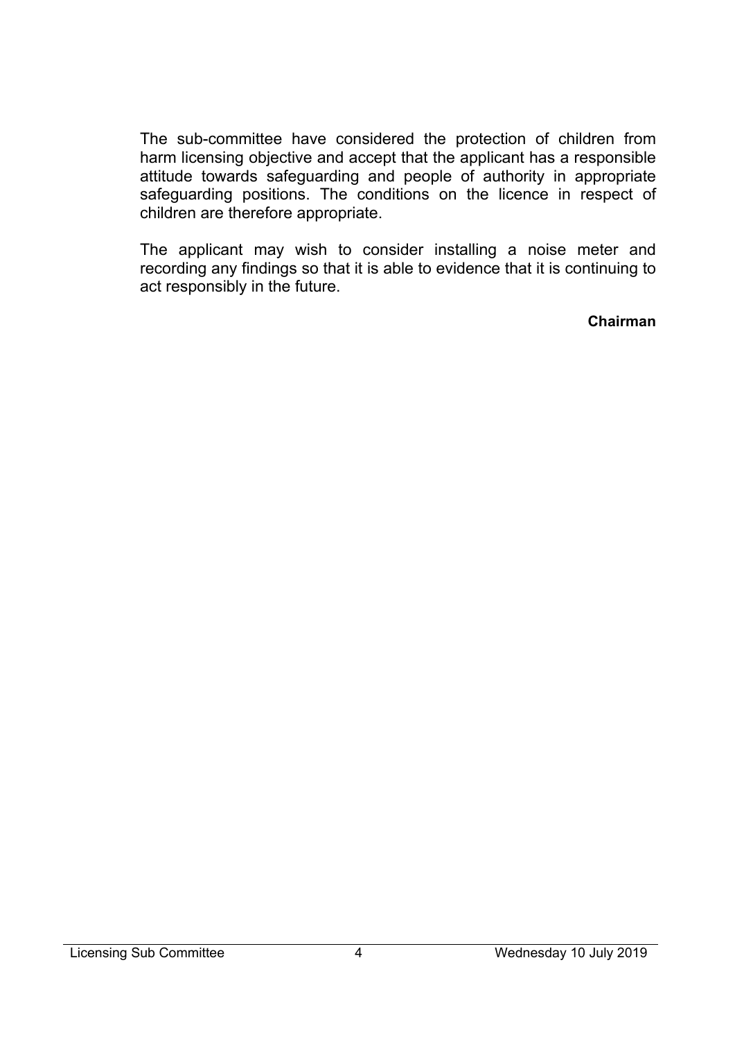The sub-committee have considered the protection of children from harm licensing objective and accept that the applicant has a responsible attitude towards safeguarding and people of authority in appropriate safeguarding positions. The conditions on the licence in respect of children are therefore appropriate.

The applicant may wish to consider installing a noise meter and recording any findings so that it is able to evidence that it is continuing to act responsibly in the future.

**Chairman**